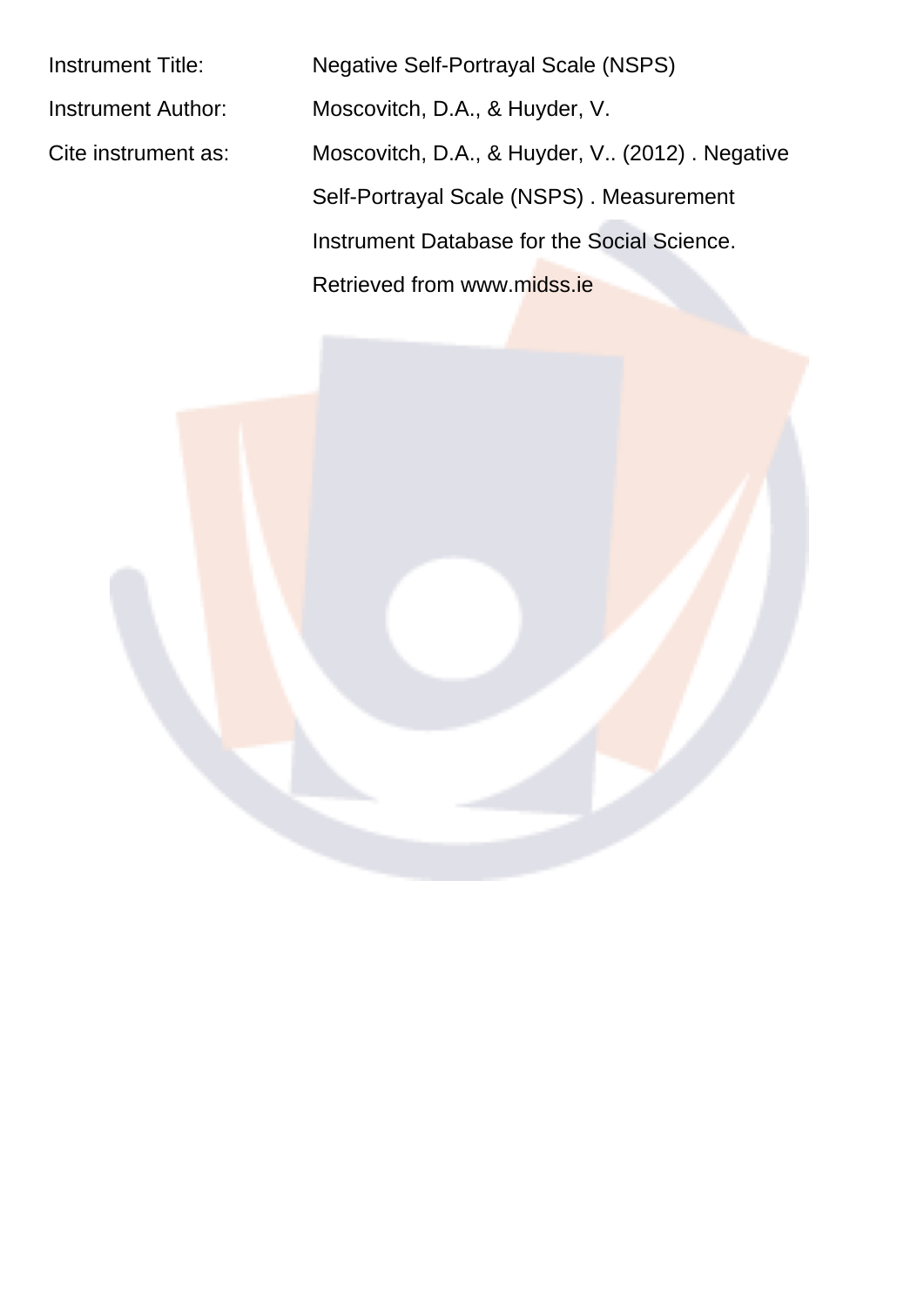Instrument Title: Negative Self-Portrayal Scale (NSPS)

Instrument Author: Moscovitch, D.A., & Huyder, V.

Cite instrument as: Moscovitch, D.A., & Huyder, V.. (2012) . Negative Self-Portrayal Scale (NSPS) . Measurement Instrument Database for the Social Science. Retrieved from www.midss.ie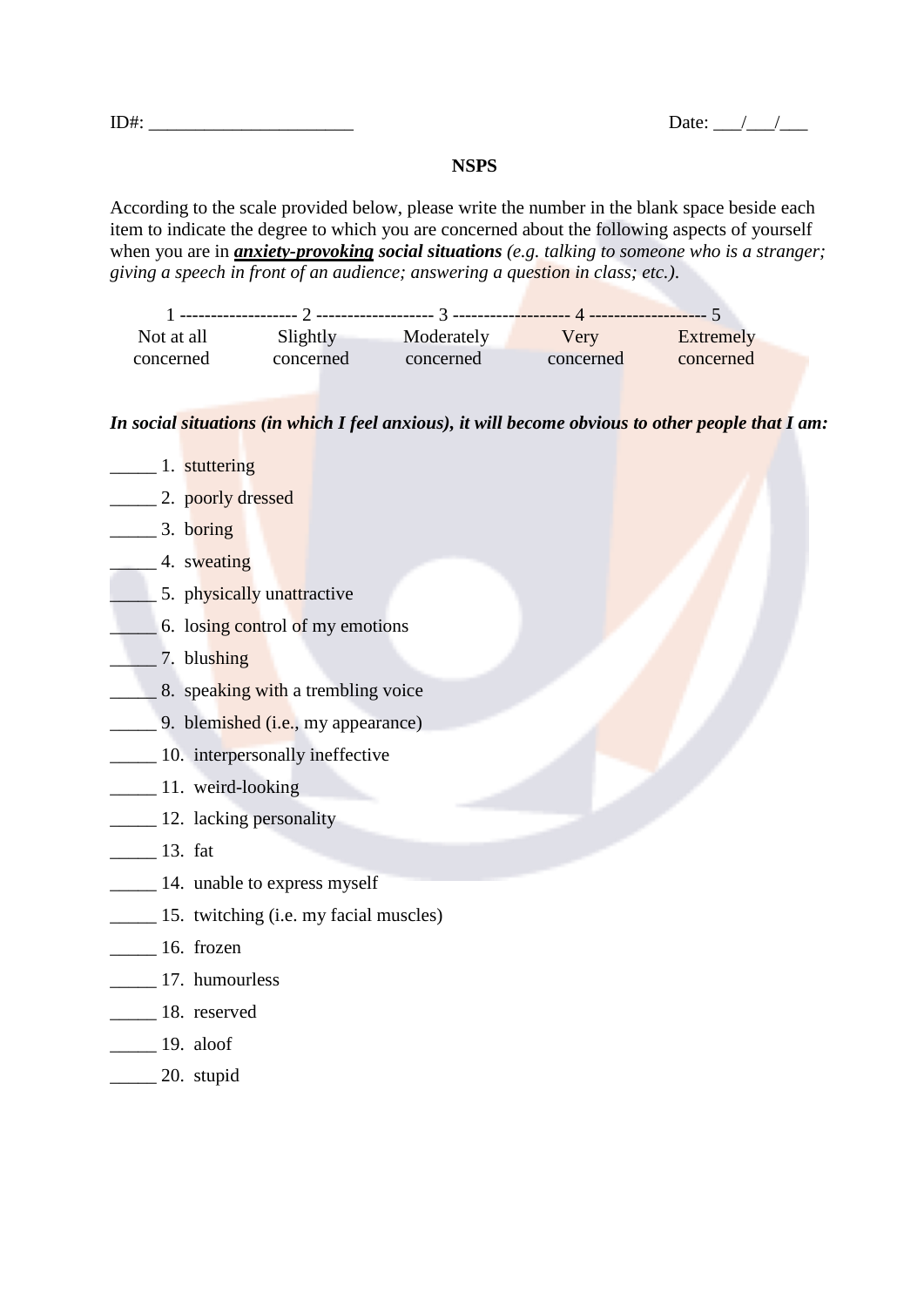ID#: ______________________ Date: ___/___/___

**NSPS**

According to the scale provided below, please write the number in the blank space beside each item to indicate the degree to which you are concerned about the following aspects of yourself when you are in ***anxiety-provoking*** ***social situations*** *(e.g. talking to someone who is a stranger; giving a speech in front of an audience; answering a question in class; etc.).*

| 1 | 2 | 3 | 4 | 5 |
| --- | --- | --- | --- | --- |
| Not at all concerned | Slightly concerned | Moderately concerned | Very concerned | Extremely concerned |

***In social situations (in which I feel anxious), it will become obvious to other people that I am:***

_____ 1. stuttering
_____ 2. poorly dressed
_____ 3. boring
_____ 4. sweating
_____ 5. physically unattractive
_____ 6. losing control of my emotions
_____ 7. blushing
_____ 8. speaking with a trembling voice
_____ 9. blemished (i.e., my appearance)
_____ 10. interpersonally ineffective
_____ 11. weird-looking
_____ 12. lacking personality
_____ 13. fat
_____ 14. unable to express myself
_____ 15. twitching (i.e. my facial muscles)
_____ 16. frozen
_____ 17. humourless
_____ 18. reserved
_____ 19. aloof
_____ 20. stupid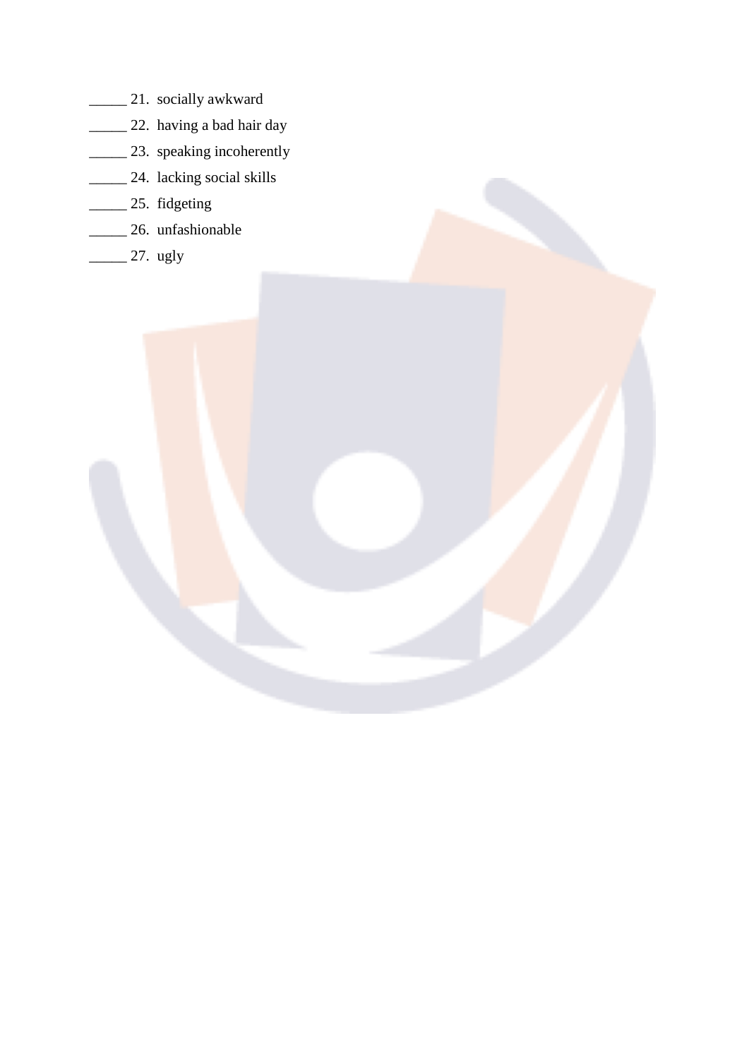_____ 21. socially awkward

_____ 22. having a bad hair day

_____ 23. speaking incoherently

_____ 24. lacking social skills

_____ 25. fidgeting

_____ 26. unfashionable

_____ 27. ugly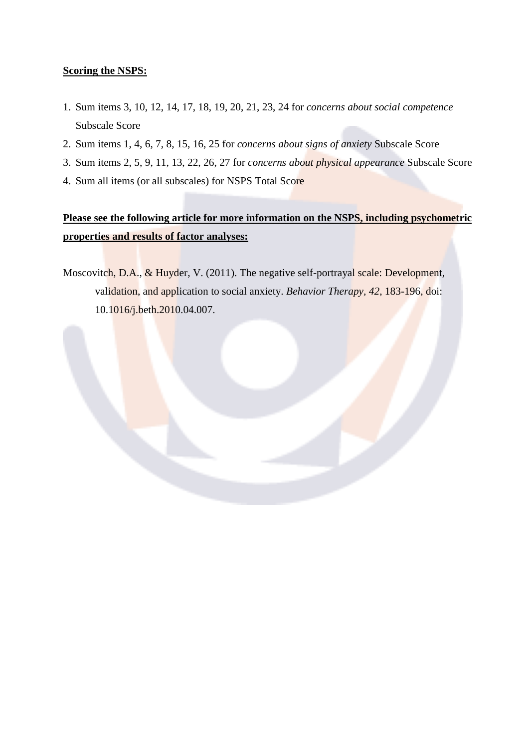**Scoring the NSPS:**

1. Sum items 3, 10, 12, 14, 17, 18, 19, 20, 21, 23, 24 for *concerns about social competence* Subscale Score
2. Sum items 1, 4, 6, 7, 8, 15, 16, 25 for *concerns about signs of anxiety* Subscale Score
3. Sum items 2, 5, 9, 11, 13, 22, 26, 27 for *concerns about physical appearance* Subscale Score
4. Sum all items (or all subscales) for NSPS Total Score

**Please see the following article for more information on the NSPS, including psychometric properties and results of factor analyses:**

Moscovitch, D.A., & Huyder, V. (2011). The negative self-portrayal scale: Development, validation, and application to social anxiety. *Behavior Therapy, 42*, 183-196, doi: 10.1016/j.beth.2010.04.007.